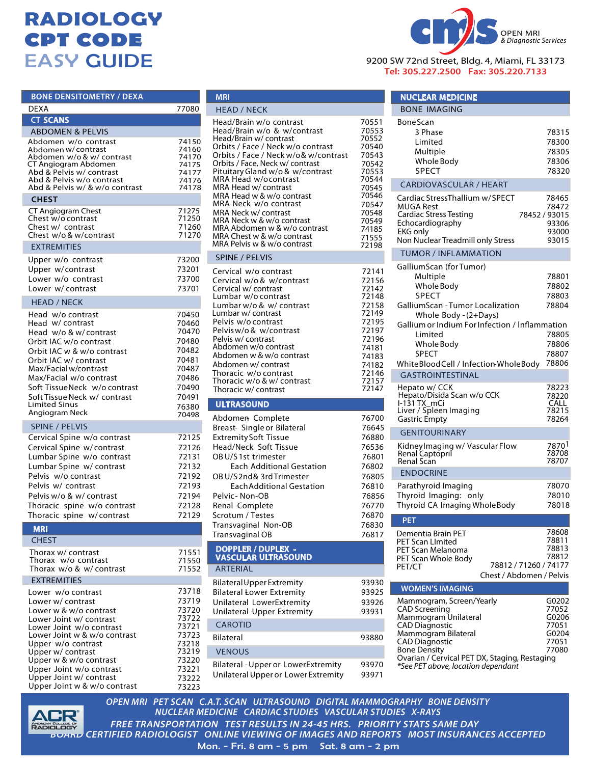# RADIOLOGY CPT CODE EASY GUIDE

CMS OPEN MRI & Diagnostic Services

9200 SW 72nd Street, Bldg. 4, Miami, FL 33173
Tel: 305.227.2500 Fax: 305.220.7133

## BONE DENSITOMETRY / DEXA

| | |
|---|---|
| DEXA | 77080 |

## CT SCANS

### ABDOMEN & PELVIS

| | |
|---|---|
| Abdomen w/o contrast | 74150 |
| Abdomen w/contrast | 74160 |
| Abdomen w/o & w/ contrast | 74170 |
| CT Angiogram Abdomen | 74175 |
| Abd & Pelvis w/ contrast | 74177 |
| Abd & Pelvis w/o contrast | 74176 |
| Abd & Pelvis w/ & w/o contrast | 74178 |

### CHEST

| | |
|---|---|
| CT Angiogram Chest | 71275 |
| Chest w/o contrast | 71250 |
| Chest w/ contrast | 71260 |
| Chest w/o & w/contrast | 71270 |

### EXTREMITIES

| | |
|---|---|
| Upper w/o contrast | 73200 |
| Upper w/contrast | 73201 |
| Lower w/o contrast | 73700 |
| Lower w/ contrast | 73701 |

### HEAD / NECK

| | |
|---|---|
| Head w/o contrast | 70450 |
| Head w/ contrast | 70460 |
| Head w/o & w/contrast | 70470 |
| Orbit IAC w/o contrast | 70480 |
| Orbit IAC w & w/o contrast | 70482 |
| Orbit IAC w/ contrast | 70481 |
| Max/Facial w/contrast | 70487 |
| Max/Facial w/o contrast | 70486 |
| Soft TissueNeck w/o contrast | 70490 |
| Soft Tissue Neck w/ contrast | 70491 |
| Limited Sinus | 76380 |
| Angiogram Neck | 70498 |

### SPINE / PELVIS

| | |
|---|---|
| Cervical Spine w/o contrast | 72125 |
| Cervical Spine w/contrast | 72126 |
| Lumbar Spine w/o contrast | 72131 |
| Lumbar Spine w/ contrast | 72132 |
| Pelvis w/o contrast | 72192 |
| Pelvis w/ contrast | 72193 |
| Pelvis w/o & w/ contrast | 72194 |
| Thoracic spine w/o contrast | 72128 |
| Thoracic spine w/contrast | 72129 |

## MRI

### CHEST

| | |
|---|---|
| Thorax w/ contrast | 71551 |
| Thorax w/o contrast | 71550 |
| Thorax w/o & w/ contrast | 71552 |

### EXTREMITIES

| | |
|---|---|
| Lower w/o contrast | 73718 |
| Lower w/ contrast | 73719 |
| Lower w & w/o contrast | 73720 |
| Lower Joint w/ contrast | 73722 |
| Lower Joint w/o contrast | 73721 |
| Lower Joint w & w/o contrast | 73723 |
| Upper w/o contrast | 73218 |
| Upper w/ contrast | 73219 |
| Upper w & w/o contrast | 73220 |
| Upper Joint w/o contrast | 73221 |
| Upper Joint w/ contrast | 73222 |
| Upper Joint w & w/o contrast | 73223 |

## MRI

### HEAD / NECK

| | |
|---|---|
| Head/Brain w/o contrast | 70551 |
| Head/Brain w/o & w/contrast | 70553 |
| Head/Brain w/ contrast | 70552 |
| Orbits / Face / Neck w/o contrast | 70540 |
| Orbits / Face / Neck w/o& w/contrast | 70543 |
| Orbits / Face, Neck w/ contrast | 70542 |
| Pituitary Gland w/o & w/contrast | 70553 |
| MRA Head w/ocontrast | 70544 |
| MRA Head w/ contrast | 70545 |
| MRA Head w & w/o contrast | 70546 |
| MRA Neck w/o contrast | 70547 |
| MRA Neck w/ contrast | 70548 |
| MRA Neck w & w/o contrast | 70549 |
| MRA Abdomen w & w/o contrast | 74185 |
| MRA Chest w & w/o contrast | 71555 |
| MRA Pelvis w & w/o contrast | 72198 |

### SPINE / PELVIS

| | |
|---|---|
| Cervical w/o contrast | 72141 |
| Cervical w/o & w/contrast | 72156 |
| Cervical w/ contrast | 72142 |
| Lumbar w/o contrast | 72148 |
| Lumbar w/o & w/ contrast | 72158 |
| Lumbar w/ contrast | 72149 |
| Pelvis w/o contrast | 72195 |
| Pelvis w/o & w/contrast | 72197 |
| Pelvis w/ contrast | 72196 |
| Abdomen w/o contrast | 74181 |
| Abdomen w & w/o contrast | 74183 |
| Abdomen w/ contrast | 74182 |
| Thoracic w/o contrast | 72146 |
| Thoracic w/o & w/ contrast | 72157 |
| Thoracic w/ contrast | 72147 |

## ULTRASOUND

| | |
|---|---|
| Abdomen Complete | 76700 |
| Breast- Single or Bilateral | 76645 |
| Extremity Soft Tissue | 76880 |
| Head/Neck Soft Tissue | 76536 |
| OB U/S 1st trimester | 76801 |
| Each Additional Gestation | 76802 |
| OB U/S 2nd& 3rd Trimester | 76805 |
| Each Additional Gestation | 76810 |
| Pelvic- Non-OB | 76856 |
| Renal -Complete | 76770 |
| Scrotum / Testes | 76870 |
| Transvaginal Non-OB | 76830 |
| Transvaginal OB | 76817 |

## DOPPLER / DUPLEX - VASCULAR ULTRASOUND

### ARTERIAL

| | |
|---|---|
| Bilateral Upper Extremity | 93930 |
| Bilateral Lower Extremity | 93925 |
| Unilateral Lower Extremity | 93926 |
| Unilateral Upper Extremity | 93931 |

### CAROTID

| | |
|---|---|
| Bilateral | 93880 |

### VENOUS

| | |
|---|---|
| Bilateral - Upper or Lower Extremity | 93970 |
| Unilateral Upper or Lower Extremity | 93971 |

## NUCLEAR MEDICINE

### BONE IMAGING

| | |
|---|---|
| Bone Scan | |
| 3 Phase | 78315 |
| Limited | 78300 |
| Multiple | 78305 |
| Whole Body | 78306 |
| SPECT | 78320 |

### CARDIOVASCULAR / HEART

| | |
|---|---|
| Cardiac Stress Thallium w/SPECT | 78465 |
| MUGA Rest | 78472 |
| Cardiac Stress Testing | 78452 / 93015 |
| Echocardiography | 93306 |
| EKG only | 93000 |
| Non Nuclear Treadmill only Stress | 93015 |

### TUMOR / INFLAMMATION

| | |
|---|---|
| Gallium Scan (for Tumor) | |
| Multiple | 78801 |
| Whole Body | 78802 |
| SPECT | 78803 |
| Gallium Scan - Tumor Localization Whole Body - (2+Days) | 78804 |
| Gallium or Indium For Infection / Inflammation | |
| Limited | 78805 |
| Whole Body | 78806 |
| SPECT | 78807 |
| White Blood Cell / Infection Whole Body | 78806 |

### GASTROINTESTINAL

| | |
|---|---|
| Hepato w/ CCK | 78223 |
| Hepato/Disida Scan w/o CCK | 78220 |
| I-131 TX_mCi | CALL |
| Liver / Spleen Imaging | 78215 |
| Gastric Empty | 78264 |

### GENITOURINARY

| | |
|---|---|
| Kidney Imaging w/ Vascular Flow | 78701 |
| Renal Captopril | 78708 |
| Renal Scan | 78707 |

### ENDOCRINE

| | |
|---|---|
| Parathyroid Imaging | 78070 |
| Thyroid Imaging: only | 78010 |
| Thyroid CA Imaging Whole Body | 78018 |

## PET

| | |
|---|---|
| Dementia Brain PET | 78608 |
| PET Scan Limited | 78811 |
| PET Scan Melanoma | 78813 |
| PET Scan Whole Body | 78812 |
| PET/CT | 78812 / 71260 / 74177 |
| | Chest / Abdomen / Pelvis |

## WOMEN'S IMAGING

| | |
|---|---|
| Mammogram, Screen/Yearly | G0202 |
| CAD Screening | 77052 |
| Mammogram Unilateral | G0206 |
| CAD Diagnostic | 77051 |
| Mammogram Bilateral | G0204 |
| CAD Diagnostic | 77051 |
| Bone Density | 77080 |
| Ovarian / Cervical PET DX, Staging, Restaging | |

*\*See PET above, location dependant*

---

ACR American College of Radiology

*OPEN MRI PET SCAN C.A.T. SCAN ULTRASOUND DIGITAL MAMMOGRAPHY BONE DENSITY NUCLEAR MEDICINE CARDIAC STUDIES VASCULAR STUDIES X-RAYS*

*FREE TRANSPORTATION TEST RESULTS IN 24-45 HRS. PRIORITY STATS SAME DAY BOARD CERTIFIED RADIOLOGIST ONLINE VIEWING OF IMAGES AND REPORTS MOST INSURANCES ACCEPTED*

Mon. - Fri. 8 am - 5 pm Sat. 8 am - 2 pm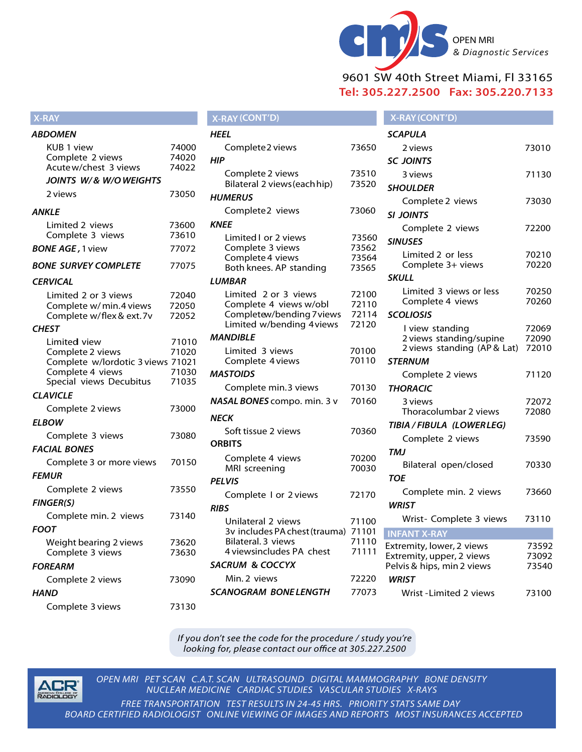# CMS OPEN MRI & Diagnostic Services

9601 SW 40th Street Miami, Fl 33165

Tel: 305.227.2500 Fax: 305.220.7133

## X-RAY

**ABDOMEN**

| | |
|---|---|
| KUB 1 view | 74000 |
| Complete 2 views | 74020 |
| Acute w/chest 3 views | 74022 |

**JOINTS W/ & W/O WEIGHTS**

| | |
|---|---|
| 2 views | 73050 |

**ANKLE**

| | |
|---|---|
| Limited 2 views | 73600 |
| Complete 3 views | 73610 |

| | |
|---|---|
| **BONE AGE ,** 1 view | 77072 |
| **BONE SURVEY COMPLETE** | 77075 |

**CERVICAL**

| | |
|---|---|
| Limited 2 or 3 views | 72040 |
| Complete w/ min.4 views | 72050 |
| Complete w/flex & ext.7v | 72052 |

**CHEST**

| | |
|---|---|
| Limited view | 71010 |
| Complete 2 views | 71020 |
| Complete w/lordotic 3 views | 71021 |
| Complete 4 views | 71030 |
| Special views Decubitus | 71035 |

**CLAVICLE**

| | |
|---|---|
| Complete 2 views | 73000 |

**ELBOW**

| | |
|---|---|
| Complete 3 views | 73080 |

**FACIAL BONES**

| | |
|---|---|
| Complete 3 or more views | 70150 |

**FEMUR**

| | |
|---|---|
| Complete 2 views | 73550 |

**FINGER(S)**

| | |
|---|---|
| Complete min. 2 views | 73140 |

**FOOT**

| | |
|---|---|
| Weight bearing 2 views | 73620 |
| Complete 3 views | 73630 |

**FOREARM**

| | |
|---|---|
| Complete 2 views | 73090 |

**HAND**

| | |
|---|---|
| Complete 3 views | 73130 |

## X-RAY (CONT'D)

**HEEL**

| | |
|---|---|
| Complete 2 views | 73650 |

**HIP**

| | |
|---|---|
| Complete 2 views | 73510 |
| Bilateral 2 views (each hip) | 73520 |

**HUMERUS**

| | |
|---|---|
| Complete 2 views | 73060 |

**KNEE**

| | |
|---|---|
| Limited I or 2 views | 73560 |
| Complete 3 views | 73562 |
| Complete 4 views | 73564 |
| Both knees. AP standing | 73565 |

**LUMBAR**

| | |
|---|---|
| Limited 2 or 3 views | 72100 |
| Complete 4 views w/obl | 72110 |
| Complete w/bending 7 views | 72114 |
| Limited w/bending 4 views | 72120 |

**MANDIBLE**

| | |
|---|---|
| Limited 3 views | 70100 |
| Complete 4 views | 70110 |

**MASTOIDS**

| | |
|---|---|
| Complete min.3 views | 70130 |

| | |
|---|---|
| **NASAL BONES** compo. min. 3 v | 70160 |

**NECK**

| | |
|---|---|
| Soft tissue 2 views | 70360 |

**ORBITS**

| | |
|---|---|
| Complete 4 views | 70200 |
| MRI screening | 70030 |

**PELVIS**

| | |
|---|---|
| Complete I or 2 views | 72170 |

**RIBS**

| | |
|---|---|
| Unilateral 2 views | 71100 |
| 3v includes PA chest (trauma) | 71101 |
| Bilateral. 3 views | 71110 |
| 4 views includes PA chest | 71111 |

**SACRUM & COCCYX**

| | |
|---|---|
| Min. 2 views | 72220 |

| | |
|---|---|
| **SCANOGRAM BONE LENGTH** | 77073 |

## X-RAY (CONT'D)

**SCAPULA**

| | |
|---|---|
| 2 views | 73010 |

**SC JOINTS**

| | |
|---|---|
| 3 views | 71130 |

**SHOULDER**

| | |
|---|---|
| Complete 2 views | 73030 |

**SI JOINTS**

| | |
|---|---|
| Complete 2 views | 72200 |

**SINUSES**

| | |
|---|---|
| Limited 2 or less | 70210 |
| Complete 3+ views | 70220 |

**SKULL**

| | |
|---|---|
| Limited 3 views or less | 70250 |
| Complete 4 views | 70260 |

**SCOLIOSIS**

| | |
|---|---|
| I view standing | 72069 |
| 2 views standing/supine | 72090 |
| 2 views standing (AP & Lat) | 72010 |

**STERNUM**

| | |
|---|---|
| Complete 2 views | 71120 |

**THORACIC**

| | |
|---|---|
| 3 views | 72072 |
| Thoracolumbar 2 views | 72080 |

**TIBIA / FIBULA (LOWER LEG)**

| | |
|---|---|
| Complete 2 views | 73590 |

**TMJ**

| | |
|---|---|
| Bilateral open/closed | 70330 |

**TOE**

| | |
|---|---|
| Complete min. 2 views | 73660 |

**WRIST**

| | |
|---|---|
| Wrist- Complete 3 views | 73110 |

## INFANT X-RAY

| | |
|---|---|
| Extremity, lower, 2 views | 73592 |
| Extremity, upper, 2 views | 73092 |
| Pelvis & hips, min 2 views | 73540 |

**WRIST**

| | |
|---|---|
| Wrist -Limited 2 views | 73100 |

*If you don't see the code for the procedure / study you're looking for, please contact our office at 305.227.2500*

ACR American College of Radiology

OPEN MRI PET SCAN C.A.T. SCAN ULTRASOUND DIGITAL MAMMOGRAPHY BONE DENSITY NUCLEAR MEDICINE CARDIAC STUDIES VASCULAR STUDIES X-RAYS

FREE TRANSPORTATION TEST RESULTS IN 24-45 HRS. PRIORITY STATS SAME DAY BOARD CERTIFIED RADIOLOGIST ONLINE VIEWING OF IMAGES AND REPORTS MOST INSURANCES ACCEPTED